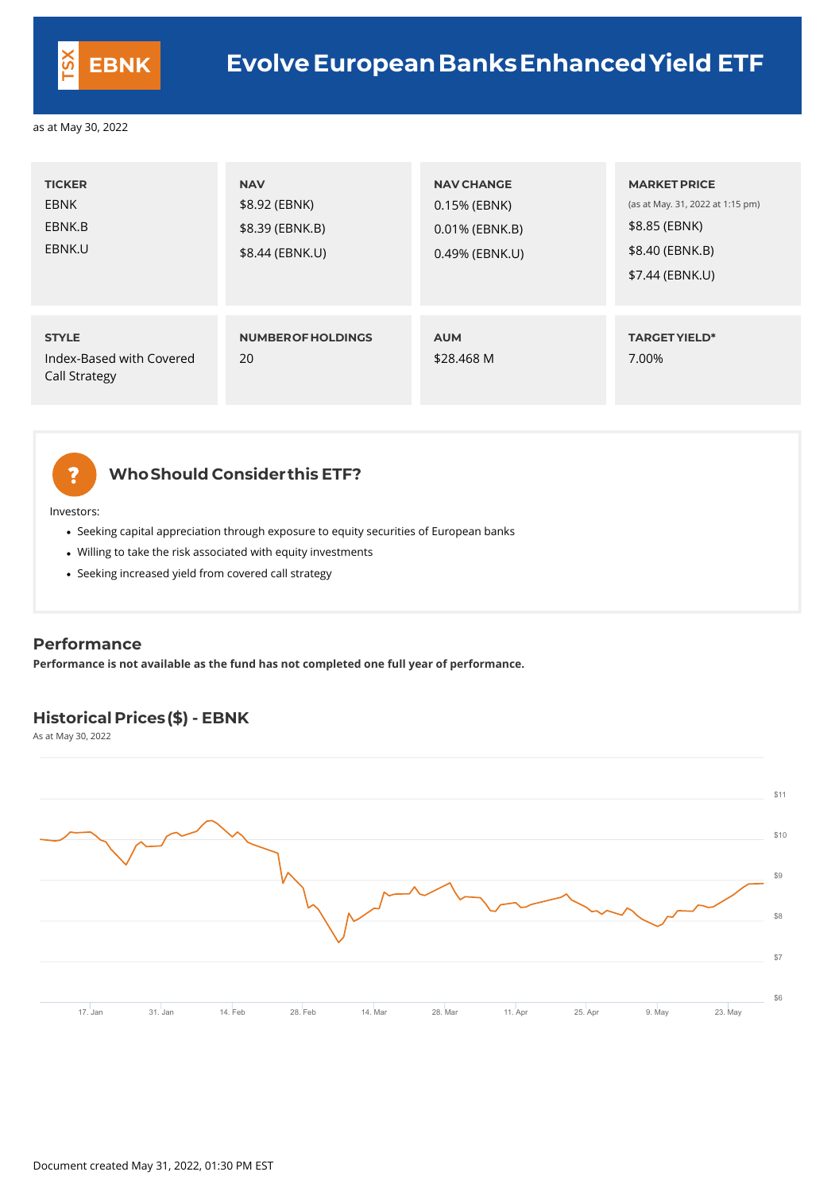# Evolve European Banks Enhanced Yield ETF

TSX EBNK

as at May 30, 2022

| TICKER | NAV | NAV CHANGE | MARKET PRICE (as at May. 31, 2022 at 1:15 pm) |
|---|---|---|---|
| EBNK | $8.92 (EBNK) | 0.15% (EBNK) | $8.85 (EBNK) |
| EBNK.B | $8.39 (EBNK.B) | 0.01% (EBNK.B) | $8.40 (EBNK.B) |
| EBNK.U | $8.44 (EBNK.U) | 0.49% (EBNK.U) | $7.44 (EBNK.U) |

| STYLE | NUMBER OF HOLDINGS | AUM | TARGET YIELD* |
|---|---|---|---|
| Index-Based with Covered Call Strategy | 20 | $28.468 M | 7.00% |

## Who Should Consider this ETF?

Investors:

- Seeking capital appreciation through exposure to equity securities of European banks
- Willing to take the risk associated with equity investments
- Seeking increased yield from covered call strategy

## Performance

**Performance is not available as the fund has not completed one full year of performance.**

## Historical Prices ($) - EBNK

As at May 30, 2022

Document created May 31, 2022, 01:30 PM EST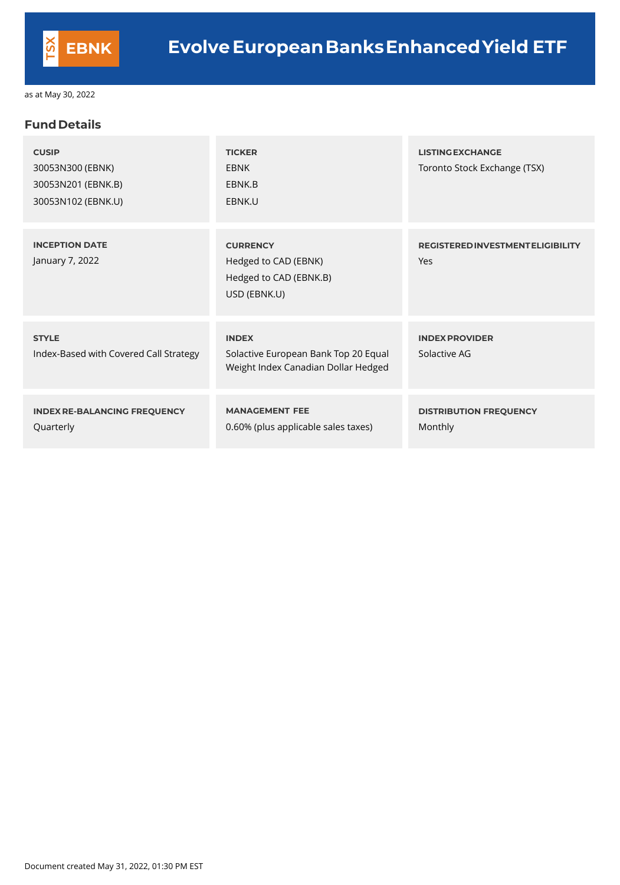# Evolve European Banks Enhanced Yield ETF

TSX EBNK

as at May 30, 2022

## Fund Details

**CUSIP**
30053N300 (EBNK)
30053N201 (EBNK.B)
30053N102 (EBNK.U)

**TICKER**
EBNK
EBNK.B
EBNK.U

**LISTING EXCHANGE**
Toronto Stock Exchange (TSX)

**INCEPTION DATE**
January 7, 2022

**CURRENCY**
Hedged to CAD (EBNK)
Hedged to CAD (EBNK.B)
USD (EBNK.U)

**REGISTERED INVESTMENT ELIGIBILITY**
Yes

**STYLE**
Index-Based with Covered Call Strategy

**INDEX**
Solactive European Bank Top 20 Equal Weight Index Canadian Dollar Hedged

**INDEX PROVIDER**
Solactive AG

**INDEX RE-BALANCING FREQUENCY**
Quarterly

**MANAGEMENT FEE**
0.60% (plus applicable sales taxes)

**DISTRIBUTION FREQUENCY**
Monthly

Document created May 31, 2022, 01:30 PM EST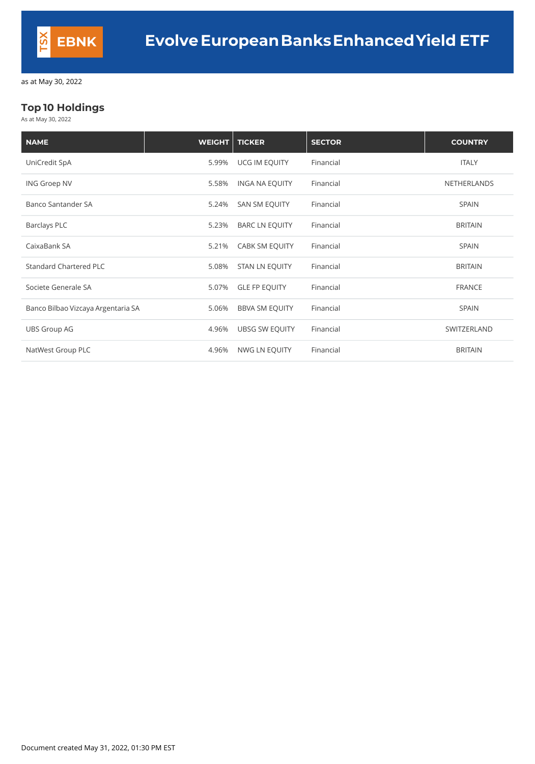# TSX EBNK Evolve European Banks Enhanced Yield ETF

as at May 30, 2022

## Top 10 Holdings

As at May 30, 2022

| NAME | WEIGHT | TICKER | SECTOR | COUNTRY |
|---|---|---|---|---|
| UniCredit SpA | 5.99% | UCG IM EQUITY | Financial | ITALY |
| ING Groep NV | 5.58% | INGA NA EQUITY | Financial | NETHERLANDS |
| Banco Santander SA | 5.24% | SAN SM EQUITY | Financial | SPAIN |
| Barclays PLC | 5.23% | BARC LN EQUITY | Financial | BRITAIN |
| CaixaBank SA | 5.21% | CABK SM EQUITY | Financial | SPAIN |
| Standard Chartered PLC | 5.08% | STAN LN EQUITY | Financial | BRITAIN |
| Societe Generale SA | 5.07% | GLE FP EQUITY | Financial | FRANCE |
| Banco Bilbao Vizcaya Argentaria SA | 5.06% | BBVA SM EQUITY | Financial | SPAIN |
| UBS Group AG | 4.96% | UBSG SW EQUITY | Financial | SWITZERLAND |
| NatWest Group PLC | 4.96% | NWG LN EQUITY | Financial | BRITAIN |

Document created May 31, 2022, 01:30 PM EST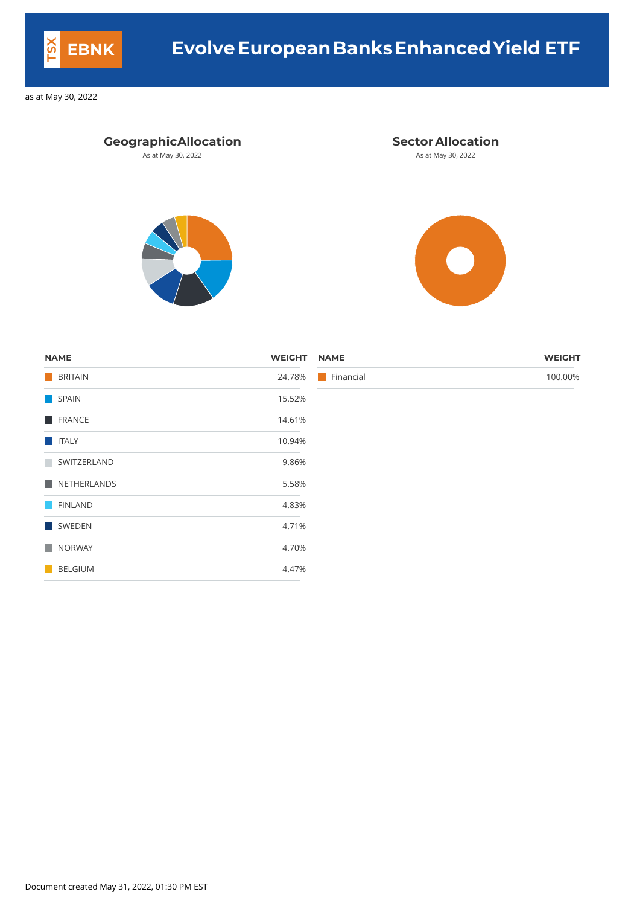# TSX EBNK Evolve European Banks Enhanced Yield ETF

as at May 30, 2022

## Geographic Allocation

As at May 30, 2022

| NAME | WEIGHT |
|---|---|
| BRITAIN | 24.78% |
| SPAIN | 15.52% |
| FRANCE | 14.61% |
| ITALY | 10.94% |
| SWITZERLAND | 9.86% |
| NETHERLANDS | 5.58% |
| FINLAND | 4.83% |
| SWEDEN | 4.71% |
| NORWAY | 4.70% |
| BELGIUM | 4.47% |

## Sector Allocation

As at May 30, 2022

| NAME | WEIGHT |
|---|---|
| Financial | 100.00% |

Document created May 31, 2022, 01:30 PM EST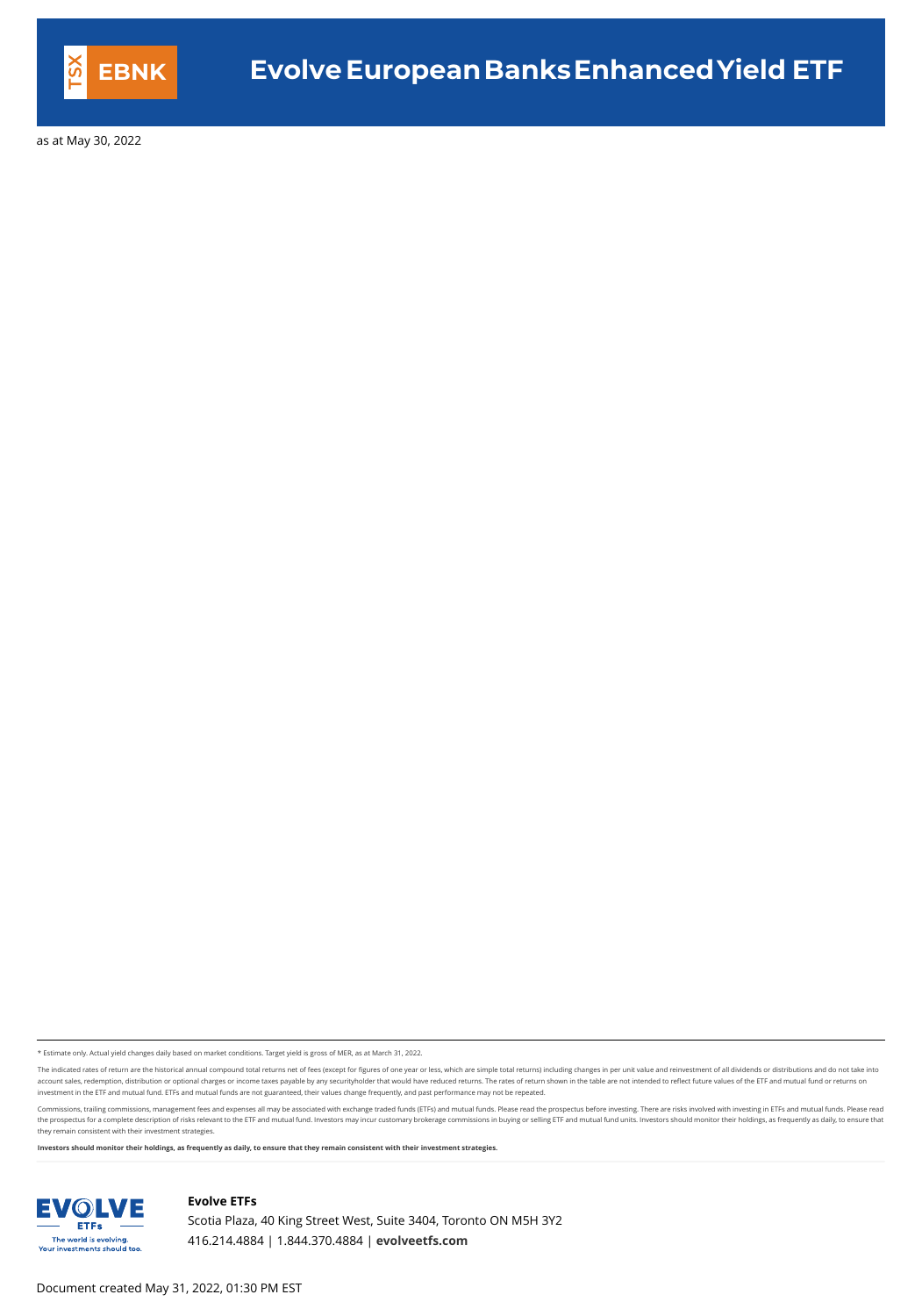# Evolve European Banks Enhanced Yield ETF

TSX EBNK

as at May 30, 2022

* Estimate only. Actual yield changes daily based on market conditions. Target yield is gross of MER, as at March 31, 2022.

The indicated rates of return are the historical annual compound total returns net of fees (except for figures of one year or less, which are simple total returns) including changes in per unit value and reinvestment of all dividends or distributions and do not take into account sales, redemption, distribution or optional charges or income taxes payable by any securityholder that would have reduced returns. The rates of return shown in the table are not intended to reflect future values of the ETF and mutual fund or returns on investment in the ETF and mutual fund. ETFs and mutual funds are not guaranteed, their values change frequently, and past performance may not be repeated.

Commissions, trailing commissions, management fees and expenses all may be associated with exchange traded funds (ETFs) and mutual funds. Please read the prospectus before investing. There are risks involved with investing in ETFs and mutual funds. Please read the prospectus for a complete description of risks relevant to the ETF and mutual fund. Investors may incur customary brokerage commissions in buying or selling ETF and mutual fund units. Investors should monitor their holdings, as frequently as daily, to ensure that they remain consistent with their investment strategies.

**Investors should monitor their holdings, as frequently as daily, to ensure that they remain consistent with their investment strategies.**

EVOLVE ETFs
The world is evolving. Your investments should too.

**Evolve ETFs**

Scotia Plaza, 40 King Street West, Suite 3404, Toronto ON M5H 3Y2

416.214.4884 | 1.844.370.4884 | **evolveetfs.com**

Document created May 31, 2022, 01:30 PM EST